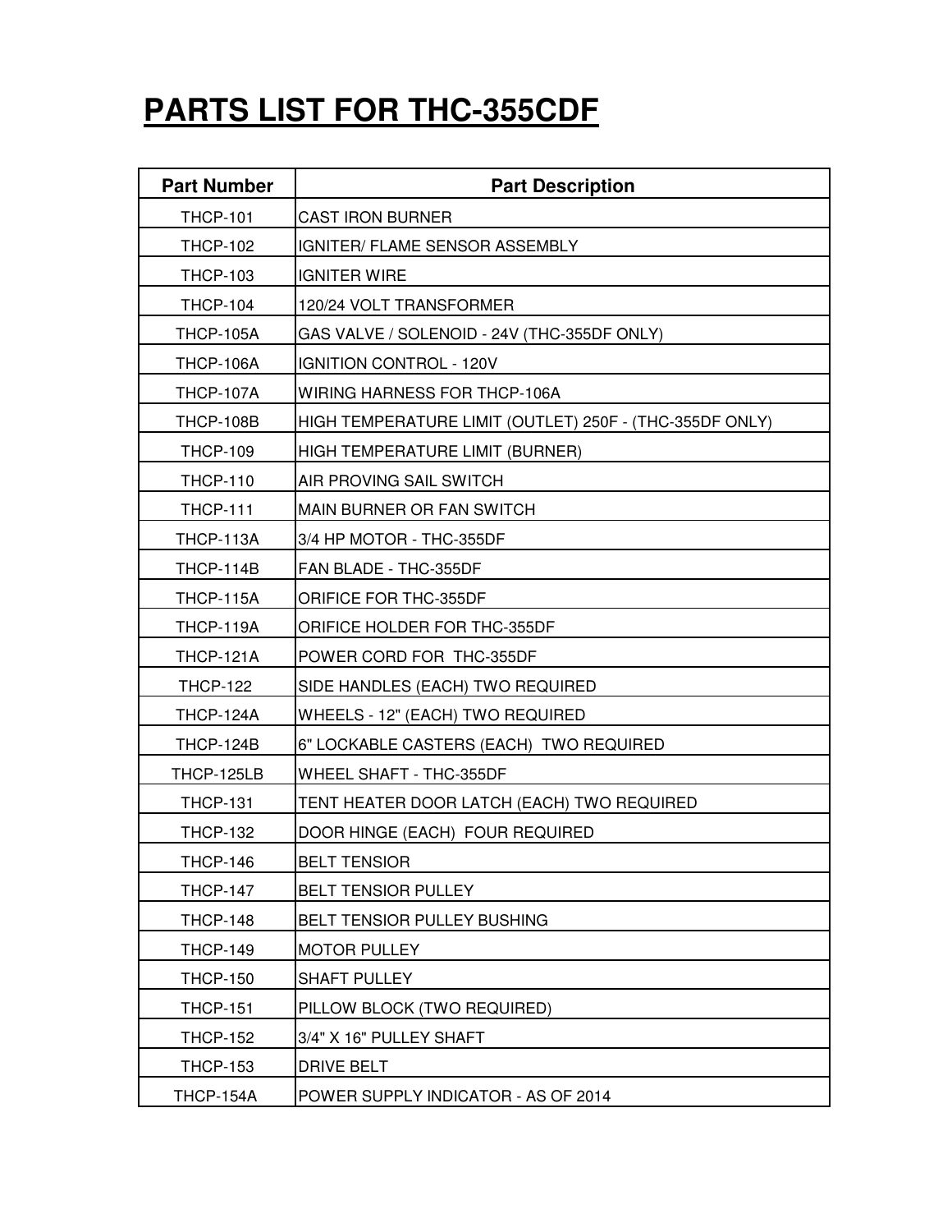# PARTS LIST FOR THC-355CDF

| Part Number | Part Description |
|---|---|
| THCP-101 | CAST IRON BURNER |
| THCP-102 | IGNITER/ FLAME SENSOR ASSEMBLY |
| THCP-103 | IGNITER WIRE |
| THCP-104 | 120/24 VOLT TRANSFORMER |
| THCP-105A | GAS VALVE / SOLENOID - 24V (THC-355DF ONLY) |
| THCP-106A | IGNITION CONTROL - 120V |
| THCP-107A | WIRING HARNESS FOR THCP-106A |
| THCP-108B | HIGH TEMPERATURE LIMIT (OUTLET) 250F - (THC-355DF ONLY) |
| THCP-109 | HIGH TEMPERATURE LIMIT (BURNER) |
| THCP-110 | AIR PROVING SAIL SWITCH |
| THCP-111 | MAIN BURNER OR FAN SWITCH |
| THCP-113A | 3/4 HP MOTOR - THC-355DF |
| THCP-114B | FAN BLADE - THC-355DF |
| THCP-115A | ORIFICE FOR THC-355DF |
| THCP-119A | ORIFICE HOLDER FOR THC-355DF |
| THCP-121A | POWER CORD FOR THC-355DF |
| THCP-122 | SIDE HANDLES (EACH) TWO REQUIRED |
| THCP-124A | WHEELS - 12" (EACH) TWO REQUIRED |
| THCP-124B | 6" LOCKABLE CASTERS (EACH) TWO REQUIRED |
| THCP-125LB | WHEEL SHAFT - THC-355DF |
| THCP-131 | TENT HEATER DOOR LATCH (EACH) TWO REQUIRED |
| THCP-132 | DOOR HINGE (EACH) FOUR REQUIRED |
| THCP-146 | BELT TENSIOR |
| THCP-147 | BELT TENSIOR PULLEY |
| THCP-148 | BELT TENSIOR PULLEY BUSHING |
| THCP-149 | MOTOR PULLEY |
| THCP-150 | SHAFT PULLEY |
| THCP-151 | PILLOW BLOCK (TWO REQUIRED) |
| THCP-152 | 3/4" X 16" PULLEY SHAFT |
| THCP-153 | DRIVE BELT |
| THCP-154A | POWER SUPPLY INDICATOR - AS OF 2014 |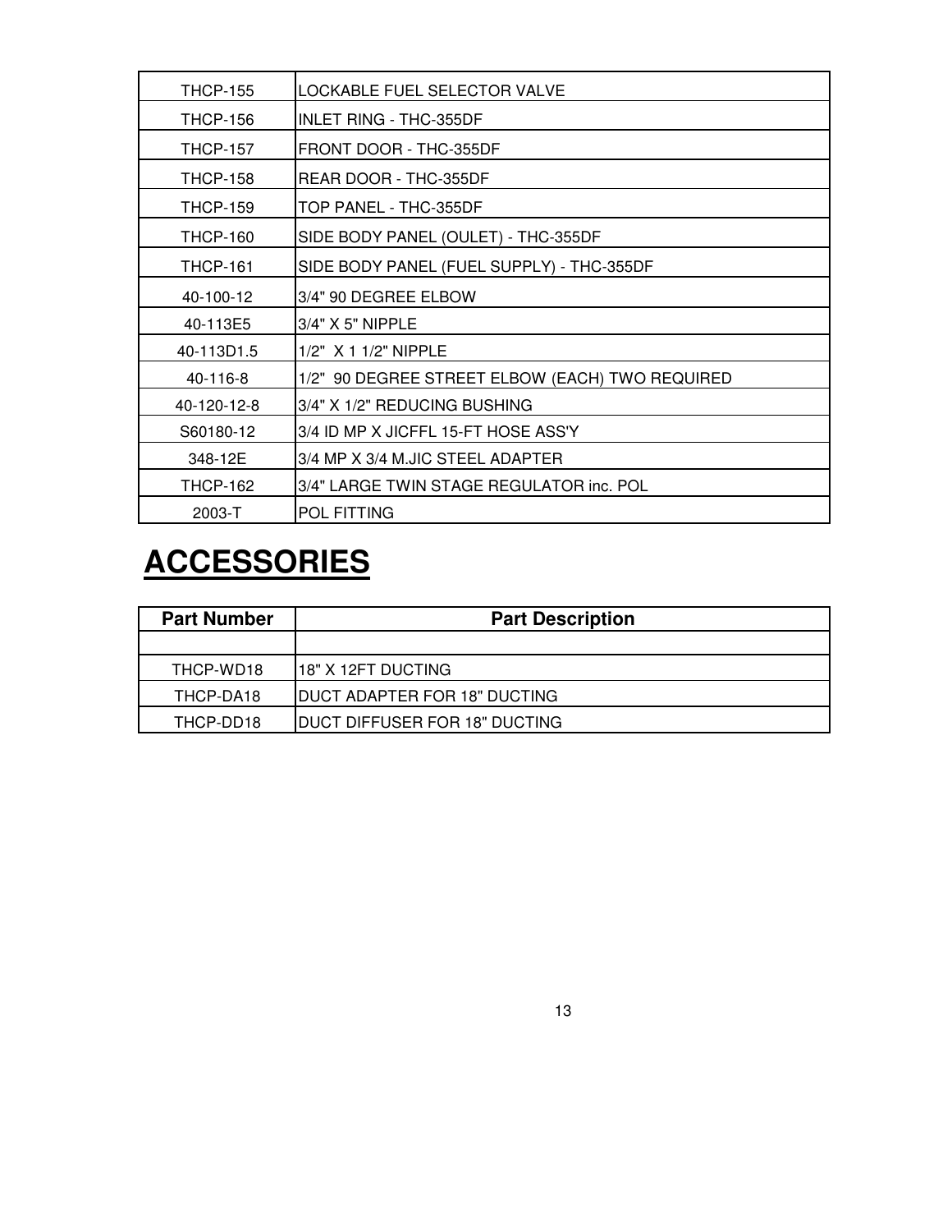| | |
|---|---|
| THCP-155 | LOCKABLE FUEL SELECTOR VALVE |
| THCP-156 | INLET RING - THC-355DF |
| THCP-157 | FRONT DOOR - THC-355DF |
| THCP-158 | REAR DOOR - THC-355DF |
| THCP-159 | TOP PANEL - THC-355DF |
| THCP-160 | SIDE BODY PANEL (OULET) - THC-355DF |
| THCP-161 | SIDE BODY PANEL (FUEL SUPPLY) - THC-355DF |
| 40-100-12 | 3/4" 90 DEGREE ELBOW |
| 40-113E5 | 3/4" X 5" NIPPLE |
| 40-113D1.5 | 1/2" X 1 1/2" NIPPLE |
| 40-116-8 | 1/2" 90 DEGREE STREET ELBOW (EACH) TWO REQUIRED |
| 40-120-12-8 | 3/4" X 1/2" REDUCING BUSHING |
| S60180-12 | 3/4 ID MP X JICFFL 15-FT HOSE ASS'Y |
| 348-12E | 3/4 MP X 3/4 M.JIC STEEL ADAPTER |
| THCP-162 | 3/4" LARGE TWIN STAGE REGULATOR inc. POL |
| 2003-T | POL FITTING |

# ACCESSORIES

| Part Number | Part Description |
|---|---|
| | |
| THCP-WD18 | 18" X 12FT DUCTING |
| THCP-DA18 | DUCT ADAPTER FOR 18" DUCTING |
| THCP-DD18 | DUCT DIFFUSER FOR 18" DUCTING |